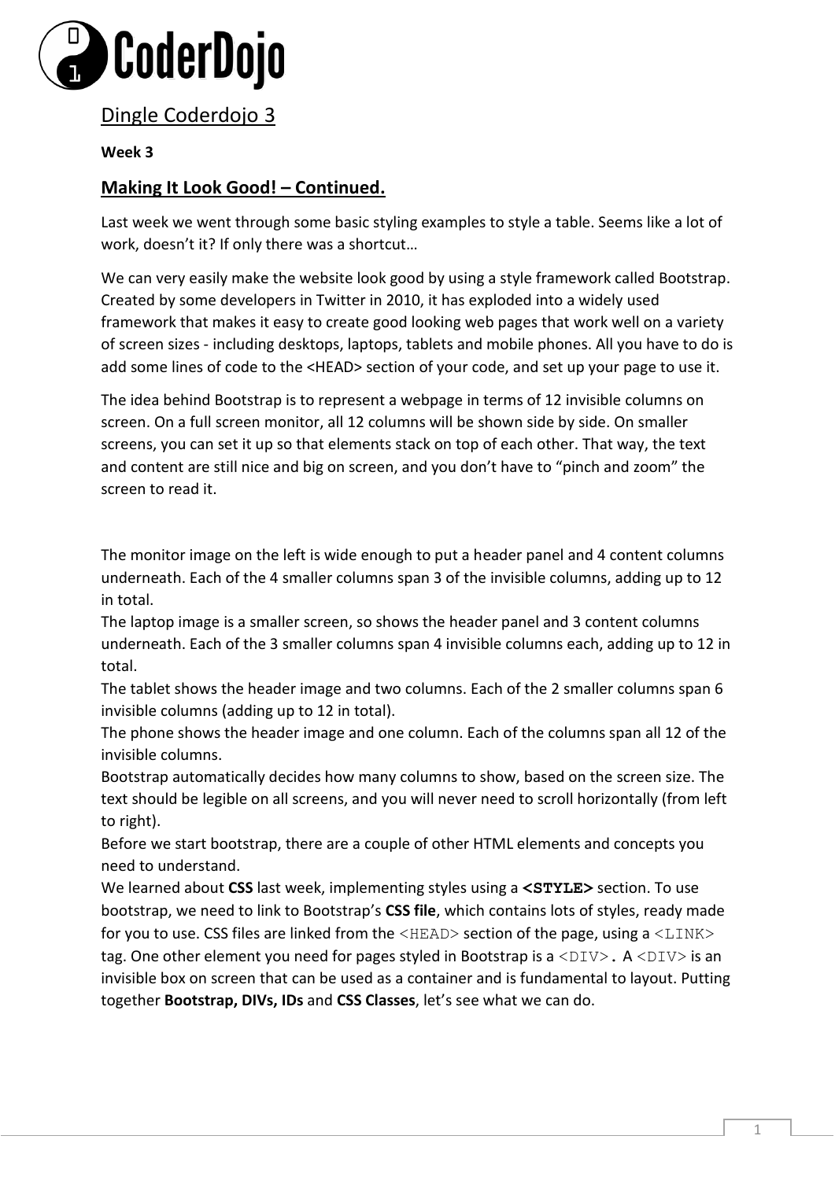# Dingle Coderdojo 3

**Week 3**

## Making It Look Good! – Continued.

Last week we went through some basic styling examples to style a table. Seems like a lot of work, doesn't it? If only there was a shortcut…

We can very easily make the website look good by using a style framework called Bootstrap. Created by some developers in Twitter in 2010, it has exploded into a widely used framework that makes it easy to create good looking web pages that work well on a variety of screen sizes - including desktops, laptops, tablets and mobile phones. All you have to do is add some lines of code to the <HEAD> section of your code, and set up your page to use it.

The idea behind Bootstrap is to represent a webpage in terms of 12 invisible columns on screen. On a full screen monitor, all 12 columns will be shown side by side. On smaller screens, you can set it up so that elements stack on top of each other. That way, the text and content are still nice and big on screen, and you don't have to "pinch and zoom" the screen to read it.

The monitor image on the left is wide enough to put a header panel and 4 content columns underneath. Each of the 4 smaller columns span 3 of the invisible columns, adding up to 12 in total.
The laptop image is a smaller screen, so shows the header panel and 3 content columns underneath. Each of the 3 smaller columns span 4 invisible columns each, adding up to 12 in total.
The tablet shows the header image and two columns. Each of the 2 smaller columns span 6 invisible columns (adding up to 12 in total).
The phone shows the header image and one column. Each of the columns span all 12 of the invisible columns.
Bootstrap automatically decides how many columns to show, based on the screen size. The text should be legible on all screens, and you will never need to scroll horizontally (from left to right).
Before we start bootstrap, there are a couple of other HTML elements and concepts you need to understand.
We learned about **CSS** last week, implementing styles using a **`<STYLE>`** section. To use bootstrap, we need to link to Bootstrap's **CSS file**, which contains lots of styles, ready made for you to use. CSS files are linked from the `<HEAD>` section of the page, using a `<LINK>` tag. One other element you need for pages styled in Bootstrap is a `<DIV>`. A `<DIV>` is an invisible box on screen that can be used as a container and is fundamental to layout. Putting together **Bootstrap, DIVs, IDs** and **CSS Classes**, let's see what we can do.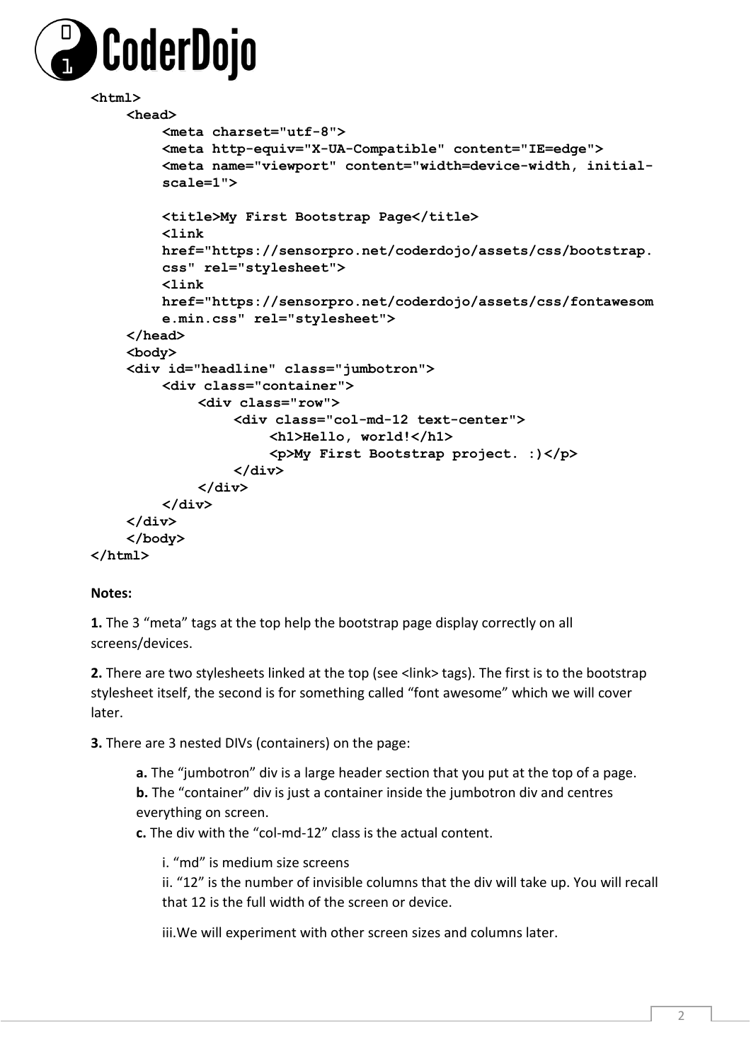```
<html>
    <head>
        <meta charset="utf-8">
        <meta http-equiv="X-UA-Compatible" content="IE=edge">
        <meta name="viewport" content="width=device-width, initial-scale=1">

        <title>My First Bootstrap Page</title>
        <link href="https://sensorpro.net/coderdojo/assets/css/bootstrap.css" rel="stylesheet">
        <link href="https://sensorpro.net/coderdojo/assets/css/fontawesome.min.css" rel="stylesheet">
    </head>
    <body>
    <div id="headline" class="jumbotron">
        <div class="container">
            <div class="row">
                <div class="col-md-12 text-center">
                    <h1>Hello, world!</h1>
                    <p>My First Bootstrap project. :)</p>
                </div>
            </div>
        </div>
    </div>
    </body>
</html>
```

**Notes:**

**1.** The 3 "meta" tags at the top help the bootstrap page display correctly on all screens/devices.

**2.** There are two stylesheets linked at the top (see <link> tags). The first is to the bootstrap stylesheet itself, the second is for something called "font awesome" which we will cover later.

**3.** There are 3 nested DIVs (containers) on the page:

- **a.** The "jumbotron" div is a large header section that you put at the top of a page.
- **b.** The "container" div is just a container inside the jumbotron div and centres everything on screen.
- **c.** The div with the "col-md-12" class is the actual content.
    - i. "md" is medium size screens
    - ii. "12" is the number of invisible columns that the div will take up. You will recall that 12 is the full width of the screen or device.
    - iii. We will experiment with other screen sizes and columns later.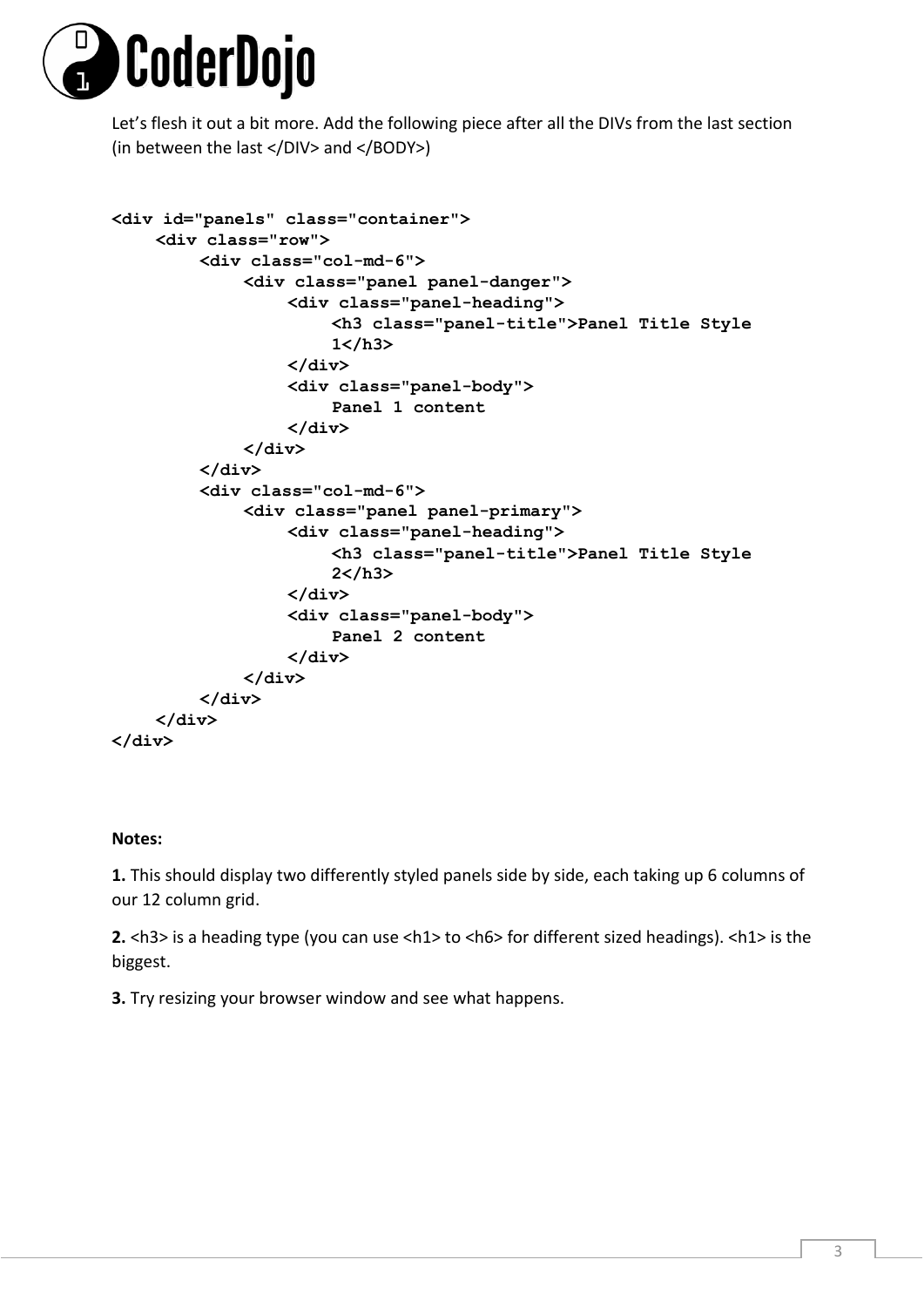Let's flesh it out a bit more. Add the following piece after all the DIVs from the last section (in between the last </DIV> and </BODY>)

```
<div id="panels" class="container">
     <div class="row">
          <div class="col-md-6">
               <div class="panel panel-danger">
                    <div class="panel-heading">
                         <h3 class="panel-title">Panel Title Style
                         1</h3>
                    </div>
                    <div class="panel-body">
                         Panel 1 content
                    </div>
               </div>
          </div>
          <div class="col-md-6">
               <div class="panel panel-primary">
                    <div class="panel-heading">
                         <h3 class="panel-title">Panel Title Style
                         2</h3>
                    </div>
                    <div class="panel-body">
                         Panel 2 content
                    </div>
               </div>
          </div>
     </div>
</div>
```

**Notes:**

**1.** This should display two differently styled panels side by side, each taking up 6 columns of our 12 column grid.

**2.** <h3> is a heading type (you can use <h1> to <h6> for different sized headings). <h1> is the biggest.

**3.** Try resizing your browser window and see what happens.